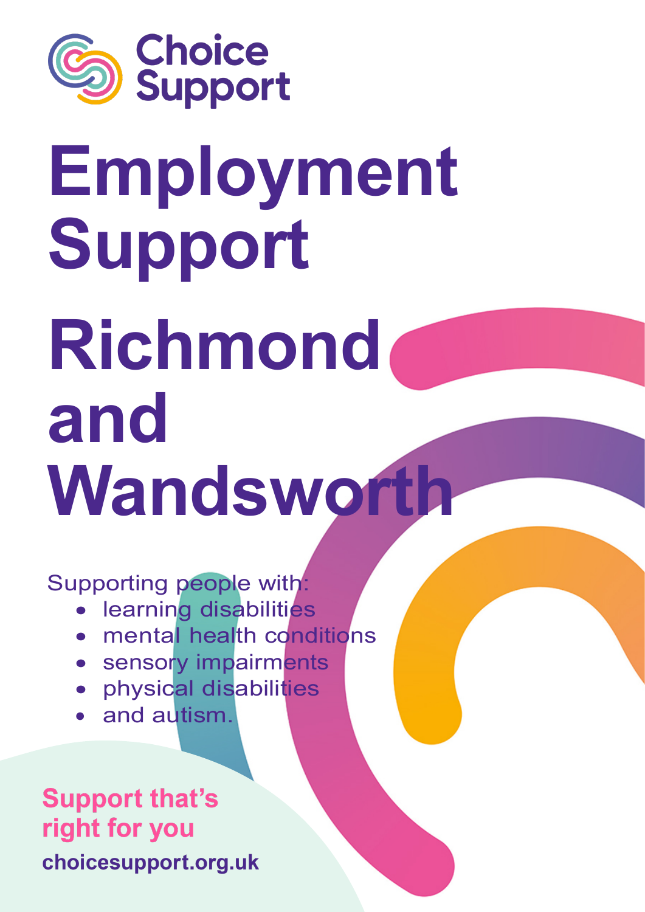Choice Support

# Employment Support

# Richmond and Wandsworth

Supporting people with:

- learning disabilities
- mental health conditions
- sensory impairments
- physical disabilities
- and autism.

**Support that's right for you**

**choicesupport.org.uk**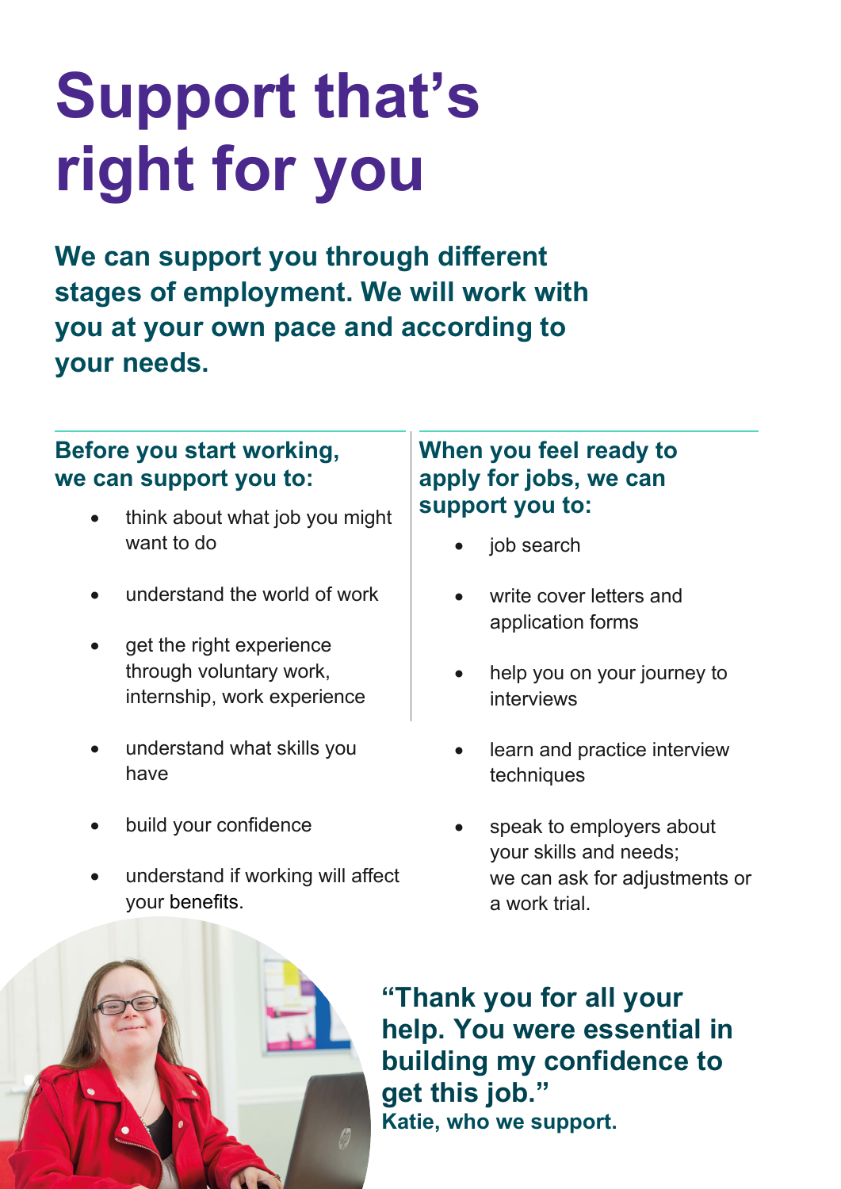# Support that's right for you

**We can support you through different stages of employment. We will work with you at your own pace and according to your needs.**

### Before you start working, we can support you to:

- think about what job you might want to do
- understand the world of work
- get the right experience through voluntary work, internship, work experience
- understand what skills you have
- build your confidence
- understand if working will affect your benefits.

### When you feel ready to apply for jobs, we can support you to:

- job search
- write cover letters and application forms
- help you on your journey to interviews
- learn and practice interview techniques
- speak to employers about your skills and needs; we can ask for adjustments or a work trial.

**"Thank you for all your help. You were essential in building my confidence to get this job."**
**Katie, who we support.**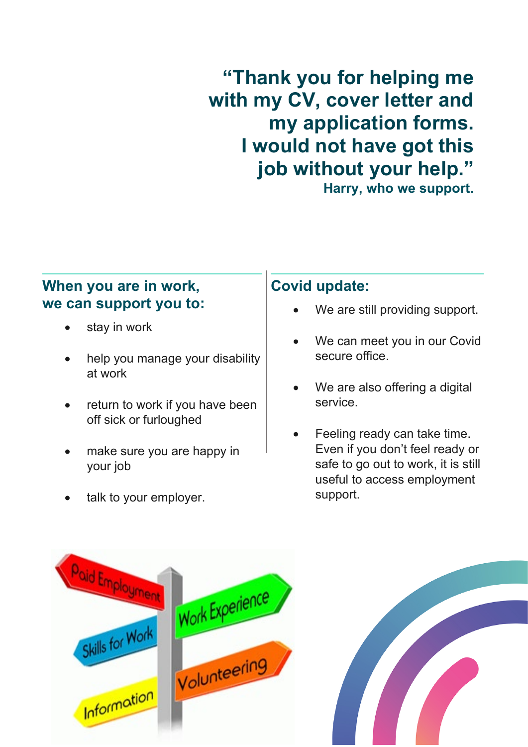> **"Thank you for helping me with my CV, cover letter and my application forms. I would not have got this job without your help."**
>
> **Harry, who we support.**

## When you are in work, we can support you to:

- stay in work
- help you manage your disability at work
- return to work if you have been off sick or furloughed
- make sure you are happy in your job
- talk to your employer.

## Covid update:

- We are still providing support.
- We can meet you in our Covid secure office.
- We are also offering a digital service.
- Feeling ready can take time. Even if you don't feel ready or safe to go out to work, it is still useful to access employment support.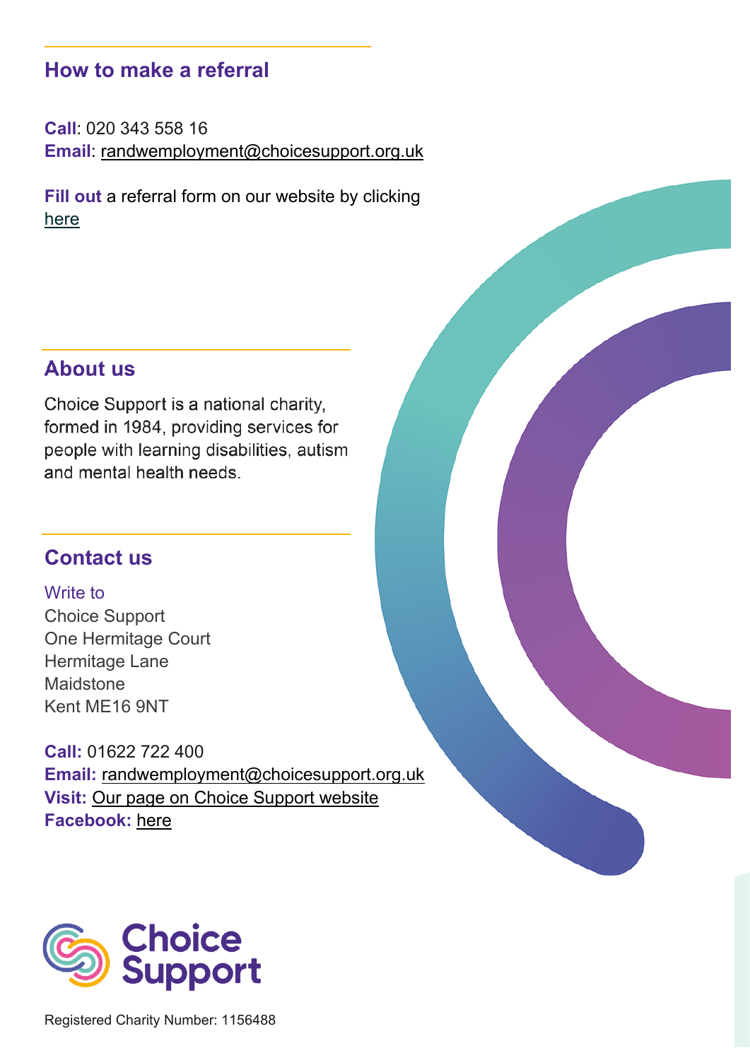## How to make a referral

**Call**: 020 343 558 16
**Email**: randwemployment@choicesupport.org.uk

**Fill out** a referral form on our website by clicking here

## About us

Choice Support is a national charity, formed in 1984, providing services for people with learning disabilities, autism and mental health needs.

## Contact us

Write to
Choice Support
One Hermitage Court
Hermitage Lane
Maidstone
Kent ME16 9NT

**Call:** 01622 722 400
**Email:** randwemployment@choicesupport.org.uk
**Visit:** Our page on Choice Support website
**Facebook:** here

Choice Support

Registered Charity Number: 1156488